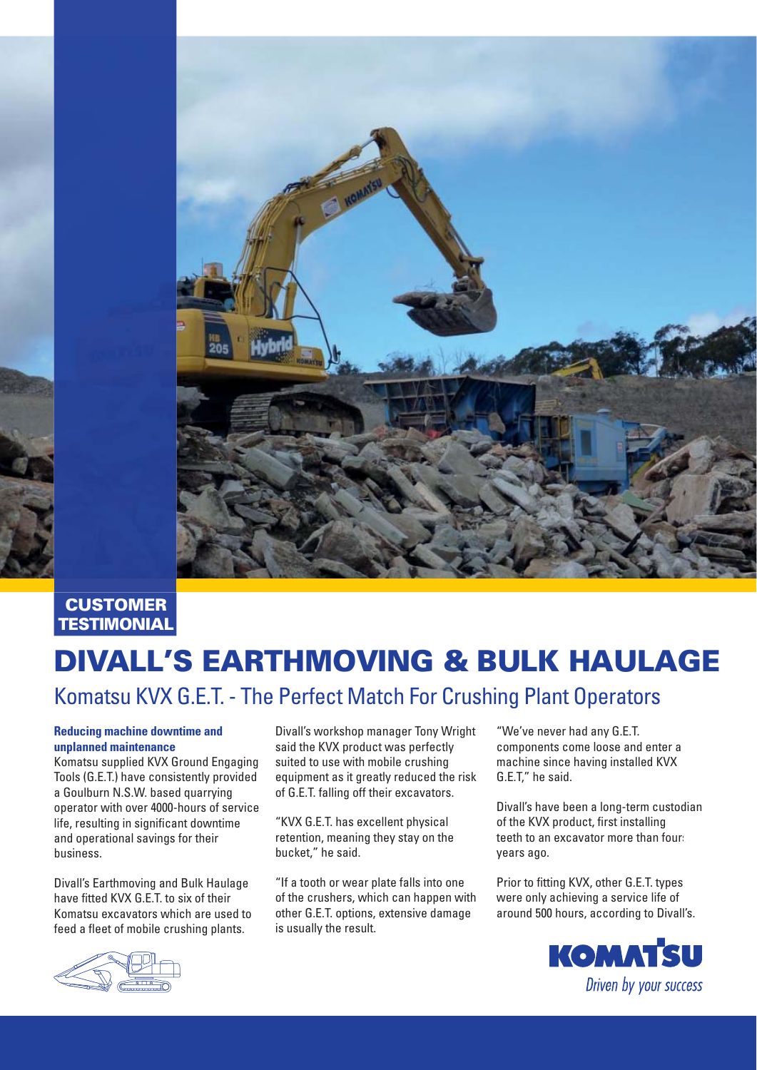CUSTOMER TESTIMONIAL

# DIVALL'S EARTHMOVING & BULK HAULAGE

## Komatsu KVX G.E.T. - The Perfect Match For Crushing Plant Operators

**Reducing machine downtime and unplanned maintenance**

Komatsu supplied KVX Ground Engaging Tools (G.E.T.) have consistently provided a Goulburn N.S.W. based quarrying operator with over 4000-hours of service life, resulting in significant downtime and operational savings for their business.

Divall's Earthmoving and Bulk Haulage have fitted KVX G.E.T. to six of their Komatsu excavators which are used to feed a fleet of mobile crushing plants.

Divall's workshop manager Tony Wright said the KVX product was perfectly suited to use with mobile crushing equipment as it greatly reduced the risk of G.E.T. falling off their excavators.

"KVX G.E.T. has excellent physical retention, meaning they stay on the bucket," he said.

"If a tooth or wear plate falls into one of the crushers, which can happen with other G.E.T. options, extensive damage is usually the result.

"We've never had any G.E.T. components come loose and enter a machine since having installed KVX G.E.T," he said.

Divall's have been a long-term custodian of the KVX product, first installing teeth to an excavator more than four years ago.

Prior to fitting KVX, other G.E.T. types were only achieving a service life of around 500 hours, according to Divall's.

KOMATSU

*Driven by your success*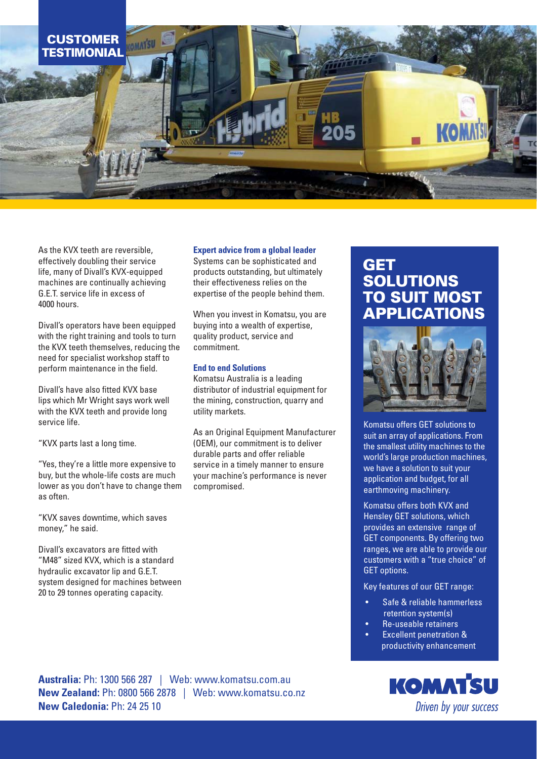**CUSTOMER TESTIMONIAL**

As the KVX teeth are reversible, effectively doubling their service life, many of Divall's KVX-equipped machines are continually achieving G.E.T. service life in excess of 4000 hours.

Divall's operators have been equipped with the right training and tools to turn the KVX teeth themselves, reducing the need for specialist workshop staff to perform maintenance in the field.

Divall's have also fitted KVX base lips which Mr Wright says work well with the KVX teeth and provide long service life.

"KVX parts last a long time.

"Yes, they're a little more expensive to buy, but the whole-life costs are much lower as you don't have to change them as often.

"KVX saves downtime, which saves money," he said.

Divall's excavators are fitted with "M48" sized KVX, which is a standard hydraulic excavator lip and G.E.T. system designed for machines between 20 to 29 tonnes operating capacity.

### Expert advice from a global leader

Systems can be sophisticated and products outstanding, but ultimately their effectiveness relies on the expertise of the people behind them.

When you invest in Komatsu, you are buying into a wealth of expertise, quality product, service and commitment.

### End to end Solutions

Komatsu Australia is a leading distributor of industrial equipment for the mining, construction, quarry and utility markets.

As an Original Equipment Manufacturer (OEM), our commitment is to deliver durable parts and offer reliable service in a timely manner to ensure your machine's performance is never compromised.

## GET SOLUTIONS TO SUIT MOST APPLICATIONS

Komatsu offers GET solutions to suit an array of applications. From the smallest utility machines to the world's large production machines, we have a solution to suit your application and budget, for all earthmoving machinery.

Komatsu offers both KVX and Hensley GET solutions, which provides an extensive range of GET components. By offering two ranges, we are able to provide our customers with a "true choice" of GET options.

Key features of our GET range:

- Safe & reliable hammerless retention system(s)
- Re-useable retainers
- Excellent penetration & productivity enhancement

**Australia:** Ph: 1300 566 287 | Web: www.komatsu.com.au
**New Zealand:** Ph: 0800 566 2878 | Web: www.komatsu.co.nz
**New Caledonia:** Ph: 24 25 10

KOMATSU
*Driven by your success*